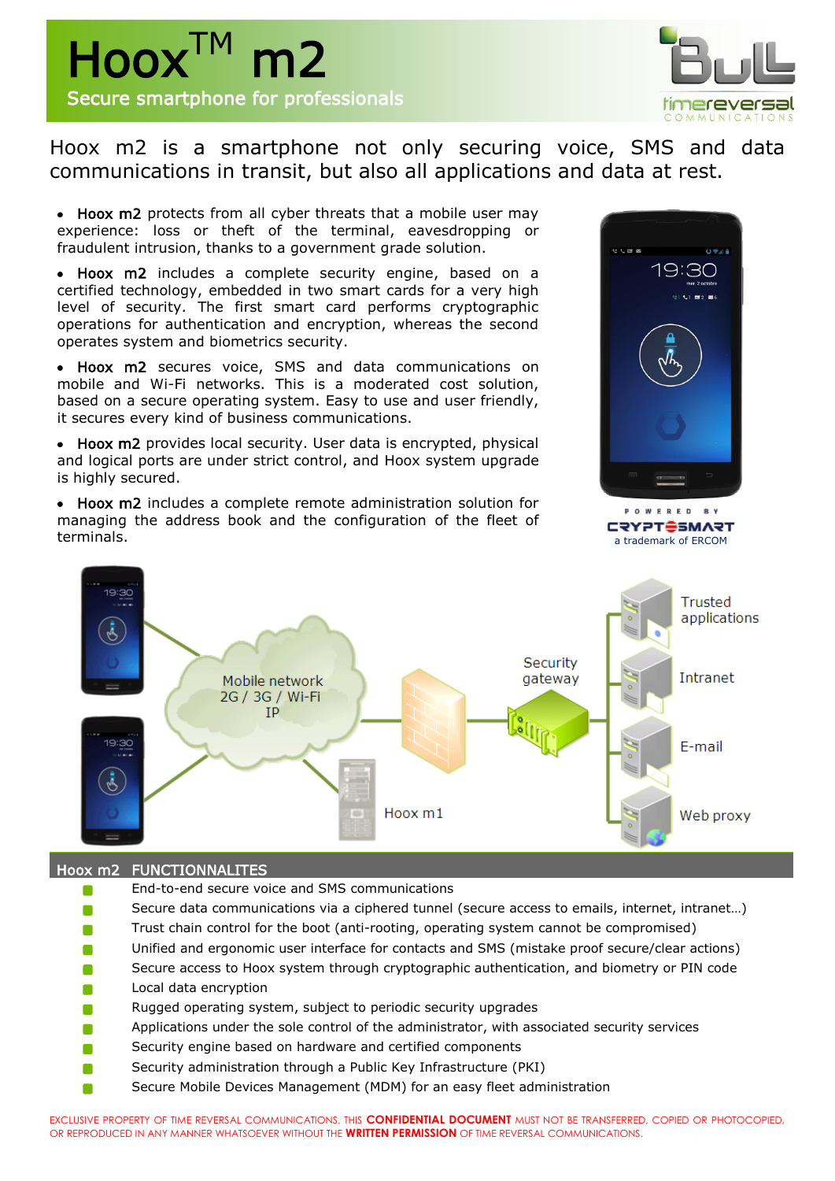# Hoox™ m2

## Secure smartphone for professionals

Hoox m2 is a smartphone not only securing voice, SMS and data communications in transit, but also all applications and data at rest.

- **Hoox m2** protects from all cyber threats that a mobile user may experience: loss or theft of the terminal, eavesdropping or fraudulent intrusion, thanks to a government grade solution.
- **Hoox m2** includes a complete security engine, based on a certified technology, embedded in two smart cards for a very high level of security. The first smart card performs cryptographic operations for authentication and encryption, whereas the second operates system and biometrics security.
- **Hoox m2** secures voice, SMS and data communications on mobile and Wi-Fi networks. This is a moderated cost solution, based on a secure operating system. Easy to use and user friendly, it secures every kind of business communications.
- **Hoox m2** provides local security. User data is encrypted, physical and logical ports are under strict control, and Hoox system upgrade is highly secured.
- **Hoox m2** includes a complete remote administration solution for managing the address book and the configuration of the fleet of terminals.

POWERED BY CRYPTOSMART
a trademark of ERCOM

Mobile network
2G / 3G / Wi-Fi
IP

Hoox m1

Security gateway

Trusted applications

Intranet

E-mail

Web proxy

## Hoox m2 FUNCTIONNALITES

- End-to-end secure voice and SMS communications
- Secure data communications via a ciphered tunnel (secure access to emails, internet, intranet…)
- Trust chain control for the boot (anti-rooting, operating system cannot be compromised)
- Unified and ergonomic user interface for contacts and SMS (mistake proof secure/clear actions)
- Secure access to Hoox system through cryptographic authentication, and biometry or PIN code
- Local data encryption
- Rugged operating system, subject to periodic security upgrades
- Applications under the sole control of the administrator, with associated security services
- Security engine based on hardware and certified components
- Security administration through a Public Key Infrastructure (PKI)
- Secure Mobile Devices Management (MDM) for an easy fleet administration

EXCLUSIVE PROPERTY OF TIME REVERSAL COMMUNICATIONS. THIS **CONFIDENTIAL DOCUMENT** MUST NOT BE TRANSFERRED, COPIED OR PHOTOCOPIED, OR REPRODUCED IN ANY MANNER WHATSOEVER WITHOUT THE **WRITTEN PERMISSION** OF TIME REVERSAL COMMUNICATIONS.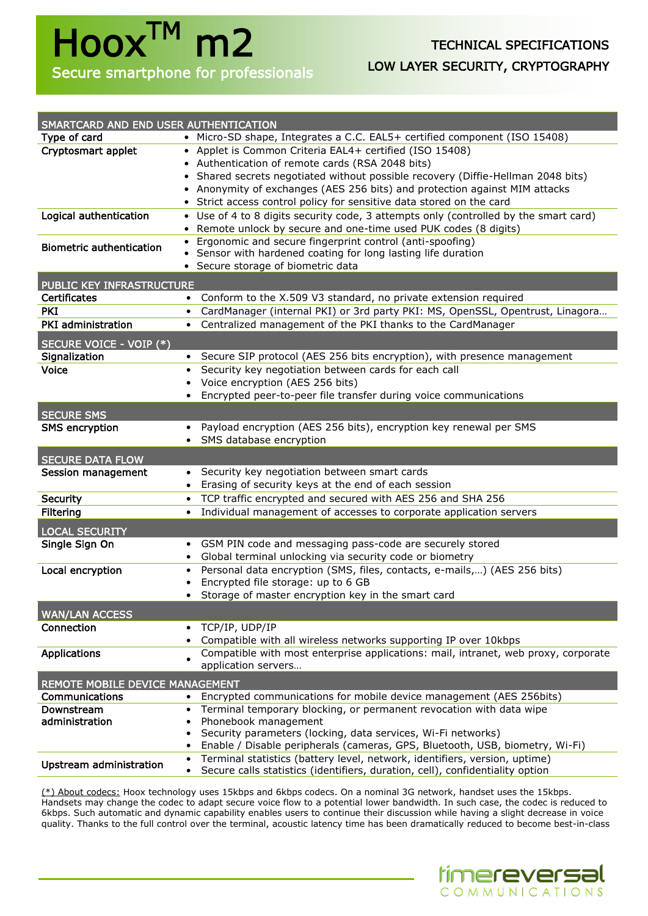# Hoox™ m2

Secure smartphone for professionals

## TECHNICAL SPECIFICATIONS

## LOW LAYER SECURITY, CRYPTOGRAPHY

| | |
|---|---|
| **SMARTCARD AND END USER AUTHENTICATION** | |
| Type of card | • Micro-SD shape, Integrates a C.C. EAL5+ certified component (ISO 15408) |
| Cryptosmart applet | • Applet is Common Criteria EAL4+ certified (ISO 15408)<br>• Authentication of remote cards (RSA 2048 bits)<br>• Shared secrets negotiated without possible recovery (Diffie-Hellman 2048 bits)<br>• Anonymity of exchanges (AES 256 bits) and protection against MIM attacks<br>• Strict access control policy for sensitive data stored on the card |
| Logical authentication | • Use of 4 to 8 digits security code, 3 attempts only (controlled by the smart card)<br>• Remote unlock by secure and one-time used PUK codes (8 digits) |
| Biometric authentication | • Ergonomic and secure fingerprint control (anti-spoofing)<br>• Sensor with hardened coating for long lasting life duration<br>• Secure storage of biometric data |
| **PUBLIC KEY INFRASTRUCTURE** | |
| Certificates | • Conform to the X.509 V3 standard, no private extension required |
| PKI | • CardManager (internal PKI) or 3rd party PKI: MS, OpenSSL, Opentrust, Linagora… |
| PKI administration | • Centralized management of the PKI thanks to the CardManager |
| **SECURE VOICE - VOIP (*)** | |
| Signalization | • Secure SIP protocol (AES 256 bits encryption), with presence management |
| Voice | • Security key negotiation between cards for each call<br>• Voice encryption (AES 256 bits)<br>• Encrypted peer-to-peer file transfer during voice communications |
| **SECURE SMS** | |
| SMS encryption | • Payload encryption (AES 256 bits), encryption key renewal per SMS<br>• SMS database encryption |
| **SECURE DATA FLOW** | |
| Session management | • Security key negotiation between smart cards<br>• Erasing of security keys at the end of each session |
| Security | • TCP traffic encrypted and secured with AES 256 and SHA 256 |
| Filtering | • Individual management of accesses to corporate application servers |
| **LOCAL SECURITY** | |
| Single Sign On | • GSM PIN code and messaging pass-code are securely stored<br>• Global terminal unlocking via security code or biometry |
| Local encryption | • Personal data encryption (SMS, files, contacts, e-mails,…) (AES 256 bits)<br>• Encrypted file storage: up to 6 GB<br>• Storage of master encryption key in the smart card |
| **WAN/LAN ACCESS** | |
| Connection | • TCP/IP, UDP/IP<br>• Compatible with all wireless networks supporting IP over 10kbps |
| Applications | • Compatible with most enterprise applications: mail, intranet, web proxy, corporate application servers… |
| **REMOTE MOBILE DEVICE MANAGEMENT** | |
| Communications | • Encrypted communications for mobile device management (AES 256bits) |
| Downstream administration | • Terminal temporary blocking, or permanent revocation with data wipe<br>• Phonebook management<br>• Security parameters (locking, data services, Wi-Fi networks)<br>• Enable / Disable peripherals (cameras, GPS, Bluetooth, USB, biometry, Wi-Fi) |
| Upstream administration | • Terminal statistics (battery level, network, identifiers, version, uptime)<br>• Secure calls statistics (identifiers, duration, cell), confidentiality option |

(*) About codecs: Hoox technology uses 15kbps and 6kbps codecs. On a nominal 3G network, handset uses the 15kbps. Handsets may change the codec to adapt secure voice flow to a potential lower bandwidth. In such case, the codec is reduced to 6kbps. Such automatic and dynamic capability enables users to continue their discussion while having a slight decrease in voice quality. Thanks to the full control over the terminal, acoustic latency time has been dramatically reduced to become best-in-class

timereversal COMMUNICATIONS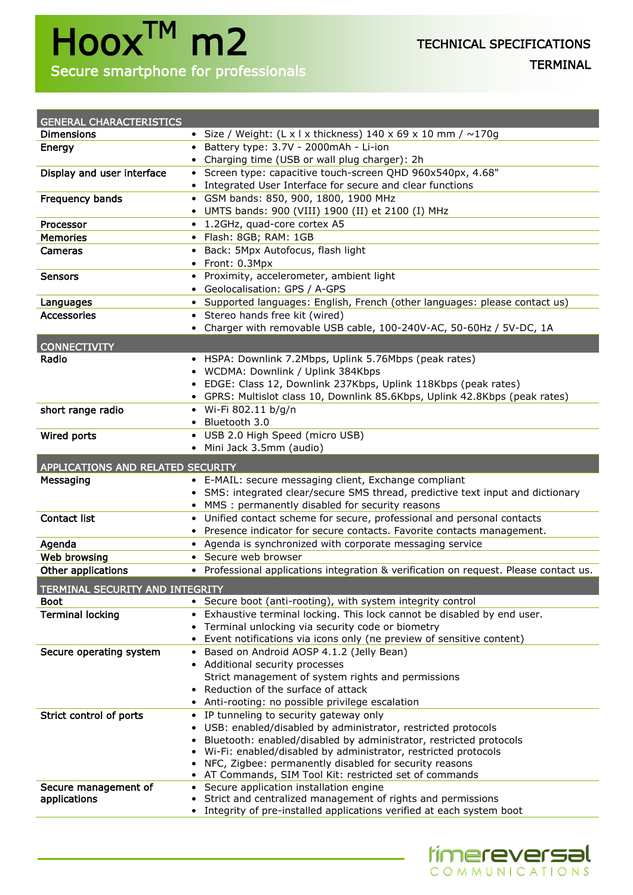# Hoox™ m2

Secure smartphone for professionals

TECHNICAL SPECIFICATIONS

TERMINAL

| GENERAL CHARACTERISTICS | |
|---|---|
| Dimensions | • Size / Weight: (L x l x thickness) 140 x 69 x 10 mm / ~170g |
| Energy | • Battery type: 3.7V - 2000mAh - Li-ion<br>• Charging time (USB or wall plug charger): 2h |
| Display and user interface | • Screen type: capacitive touch-screen QHD 960x540px, 4.68"<br>• Integrated User Interface for secure and clear functions |
| Frequency bands | • GSM bands: 850, 900, 1800, 1900 MHz<br>• UMTS bands: 900 (VIII) 1900 (II) et 2100 (I) MHz |
| Processor | • 1.2GHz, quad-core cortex A5 |
| Memories | • Flash: 8GB; RAM: 1GB |
| Cameras | • Back: 5Mpx Autofocus, flash light<br>• Front: 0.3Mpx |
| Sensors | • Proximity, accelerometer, ambient light<br>• Geolocalisation: GPS / A-GPS |
| Languages | • Supported languages: English, French (other languages: please contact us) |
| Accessories | • Stereo hands free kit (wired)<br>• Charger with removable USB cable, 100-240V-AC, 50-60Hz / 5V-DC, 1A |
| **CONNECTIVITY** | |
| Radio | • HSPA: Downlink 7.2Mbps, Uplink 5.76Mbps (peak rates)<br>• WCDMA: Downlink / Uplink 384Kbps<br>• EDGE: Class 12, Downlink 237Kbps, Uplink 118Kbps (peak rates)<br>• GPRS: Multislot class 10, Downlink 85.6Kbps, Uplink 42.8Kbps (peak rates) |
| short range radio | • Wi-Fi 802.11 b/g/n<br>• Bluetooth 3.0 |
| Wired ports | • USB 2.0 High Speed (micro USB)<br>• Mini Jack 3.5mm (audio) |
| **APPLICATIONS AND RELATED SECURITY** | |
| Messaging | • E-MAIL: secure messaging client, Exchange compliant<br>• SMS: integrated clear/secure SMS thread, predictive text input and dictionary<br>• MMS : permanently disabled for security reasons |
| Contact list | • Unified contact scheme for secure, professional and personal contacts<br>• Presence indicator for secure contacts. Favorite contacts management. |
| Agenda | • Agenda is synchronized with corporate messaging service |
| Web browsing | • Secure web browser |
| Other applications | • Professional applications integration & verification on request. Please contact us. |
| **TERMINAL SECURITY AND INTEGRITY** | |
| Boot | • Secure boot (anti-rooting), with system integrity control |
| Terminal locking | • Exhaustive terminal locking. This lock cannot be disabled by end user.<br>• Terminal unlocking via security code or biometry<br>• Event notifications via icons only (ne preview of sensitive content) |
| Secure operating system | • Based on Android AOSP 4.1.2 (Jelly Bean)<br>• Additional security processes<br>Strict management of system rights and permissions<br>• Reduction of the surface of attack<br>• Anti-rooting: no possible privilege escalation |
| Strict control of ports | • IP tunneling to security gateway only<br>• USB: enabled/disabled by administrator, restricted protocols<br>• Bluetooth: enabled/disabled by administrator, restricted protocols<br>• Wi-Fi: enabled/disabled by administrator, restricted protocols<br>• NFC, Zigbee: permanently disabled for security reasons<br>• AT Commands, SIM Tool Kit: restricted set of commands |
| Secure management of applications | • Secure application installation engine<br>• Strict and centralized management of rights and permissions<br>• Integrity of pre-installed applications verified at each system boot |

timereversal COMMUNICATIONS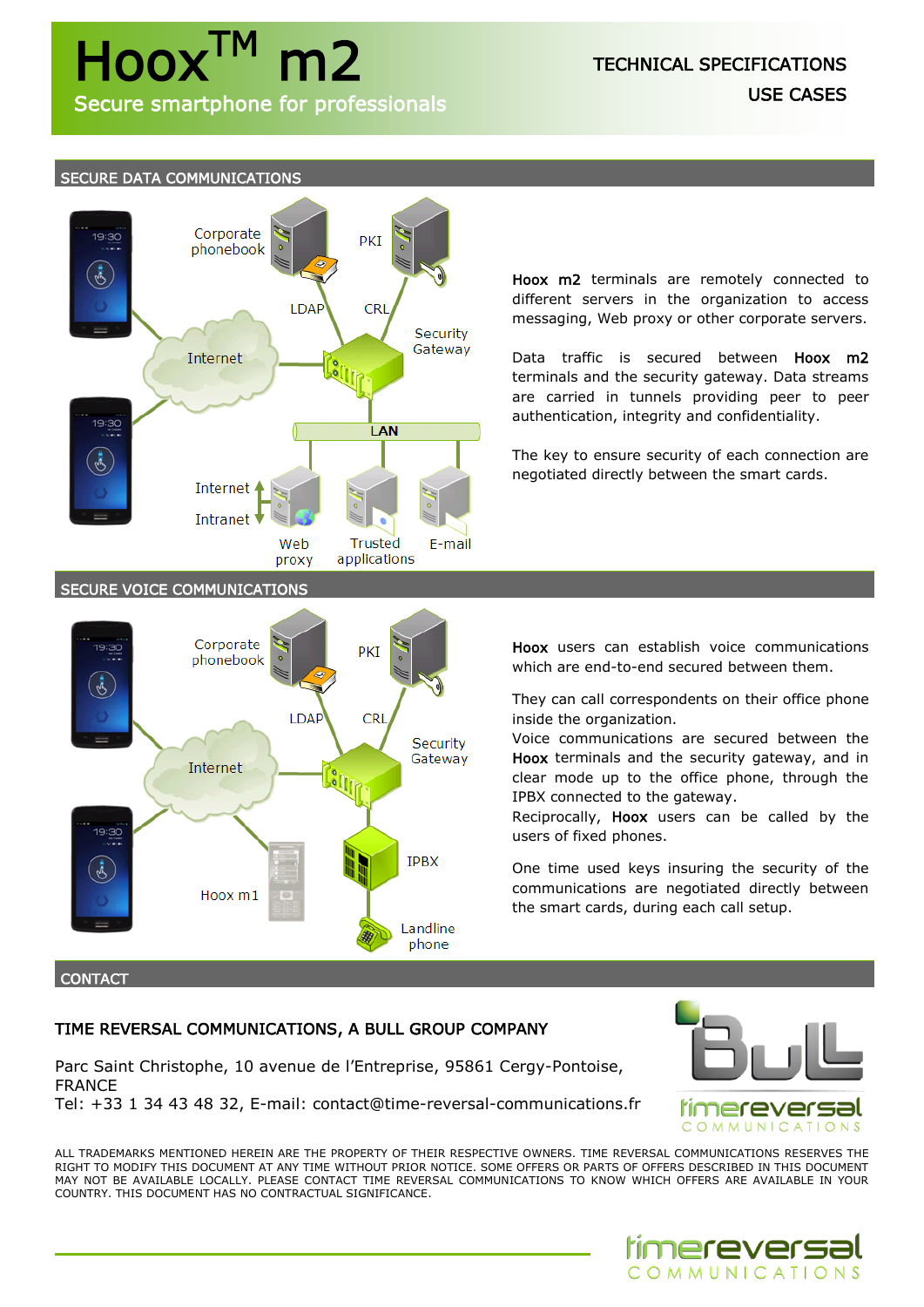# Hoox™ m2

Secure smartphone for professionals

TECHNICAL SPECIFICATIONS

USE CASES

## SECURE DATA COMMUNICATIONS

Corporate phonebook

PKI

LDAP

CRL

Security Gateway

Internet

LAN

Internet

Intranet

Web proxy

Trusted applications

E-mail

**Hoox m2** terminals are remotely connected to different servers in the organization to access messaging, Web proxy or other corporate servers.

Data traffic is secured between **Hoox m2** terminals and the security gateway. Data streams are carried in tunnels providing peer to peer authentication, integrity and confidentiality.

The key to ensure security of each connection are negotiated directly between the smart cards.

## SECURE VOICE COMMUNICATIONS

Corporate phonebook

PKI

LDAP

CRL

Security Gateway

Internet

Hoox m1

IPBX

Landline phone

**Hoox** users can establish voice communications which are end-to-end secured between them.

They can call correspondents on their office phone inside the organization.

Voice communications are secured between the **Hoox** terminals and the security gateway, and in clear mode up to the office phone, through the IPBX connected to the gateway.

Reciprocally, **Hoox** users can be called by the users of fixed phones.

One time used keys insuring the security of the communications are negotiated directly between the smart cards, during each call setup.

## CONTACT

TIME REVERSAL COMMUNICATIONS, A BULL GROUP COMPANY

Parc Saint Christophe, 10 avenue de l'Entreprise, 95861 Cergy-Pontoise, FRANCE

Tel: +33 1 34 43 48 32, E-mail: contact@time-reversal-communications.fr

ALL TRADEMARKS MENTIONED HEREIN ARE THE PROPERTY OF THEIR RESPECTIVE OWNERS. TIME REVERSAL COMMUNICATIONS RESERVES THE RIGHT TO MODIFY THIS DOCUMENT AT ANY TIME WITHOUT PRIOR NOTICE. SOME OFFERS OR PARTS OF OFFERS DESCRIBED IN THIS DOCUMENT MAY NOT BE AVAILABLE LOCALLY. PLEASE CONTACT TIME REVERSAL COMMUNICATIONS TO KNOW WHICH OFFERS ARE AVAILABLE IN YOUR COUNTRY. THIS DOCUMENT HAS NO CONTRACTUAL SIGNIFICANCE.